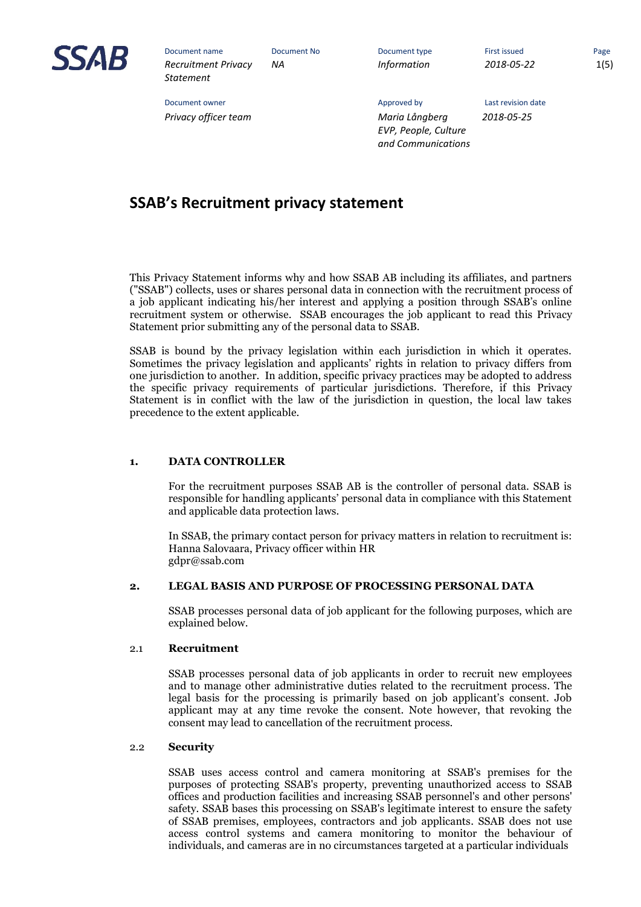| Document name | Document No | Document type | First issued |
| --- | --- | --- | --- |
| *Recruitment Privacy Statement* | *NA* | *Information* | *2018-05-22* |
| **Document owner** | | **Approved by** | **Last revision date** |
| *Privacy officer team* | | *Maria Långberg EVP, People, Culture and Communications* | *2018-05-25* |

# SSAB's Recruitment privacy statement

This Privacy Statement informs why and how SSAB AB including its affiliates, and partners ("SSAB") collects, uses or shares personal data in connection with the recruitment process of a job applicant indicating his/her interest and applying a position through SSAB's online recruitment system or otherwise. SSAB encourages the job applicant to read this Privacy Statement prior submitting any of the personal data to SSAB.

SSAB is bound by the privacy legislation within each jurisdiction in which it operates. Sometimes the privacy legislation and applicants' rights in relation to privacy differs from one jurisdiction to another. In addition, specific privacy practices may be adopted to address the specific privacy requirements of particular jurisdictions. Therefore, if this Privacy Statement is in conflict with the law of the jurisdiction in question, the local law takes precedence to the extent applicable.

## 1. DATA CONTROLLER

For the recruitment purposes SSAB AB is the controller of personal data. SSAB is responsible for handling applicants' personal data in compliance with this Statement and applicable data protection laws.

In SSAB, the primary contact person for privacy matters in relation to recruitment is:
Hanna Salovaara, Privacy officer within HR
gdpr@ssab.com

## 2. LEGAL BASIS AND PURPOSE OF PROCESSING PERSONAL DATA

SSAB processes personal data of job applicant for the following purposes, which are explained below.

### 2.1 Recruitment

SSAB processes personal data of job applicants in order to recruit new employees and to manage other administrative duties related to the recruitment process. The legal basis for the processing is primarily based on job applicant's consent. Job applicant may at any time revoke the consent. Note however, that revoking the consent may lead to cancellation of the recruitment process.

### 2.2 Security

SSAB uses access control and camera monitoring at SSAB's premises for the purposes of protecting SSAB's property, preventing unauthorized access to SSAB offices and production facilities and increasing SSAB personnel's and other persons' safety. SSAB bases this processing on SSAB's legitimate interest to ensure the safety of SSAB premises, employees, contractors and job applicants. SSAB does not use access control systems and camera monitoring to monitor the behaviour of individuals, and cameras are in no circumstances targeted at a particular individuals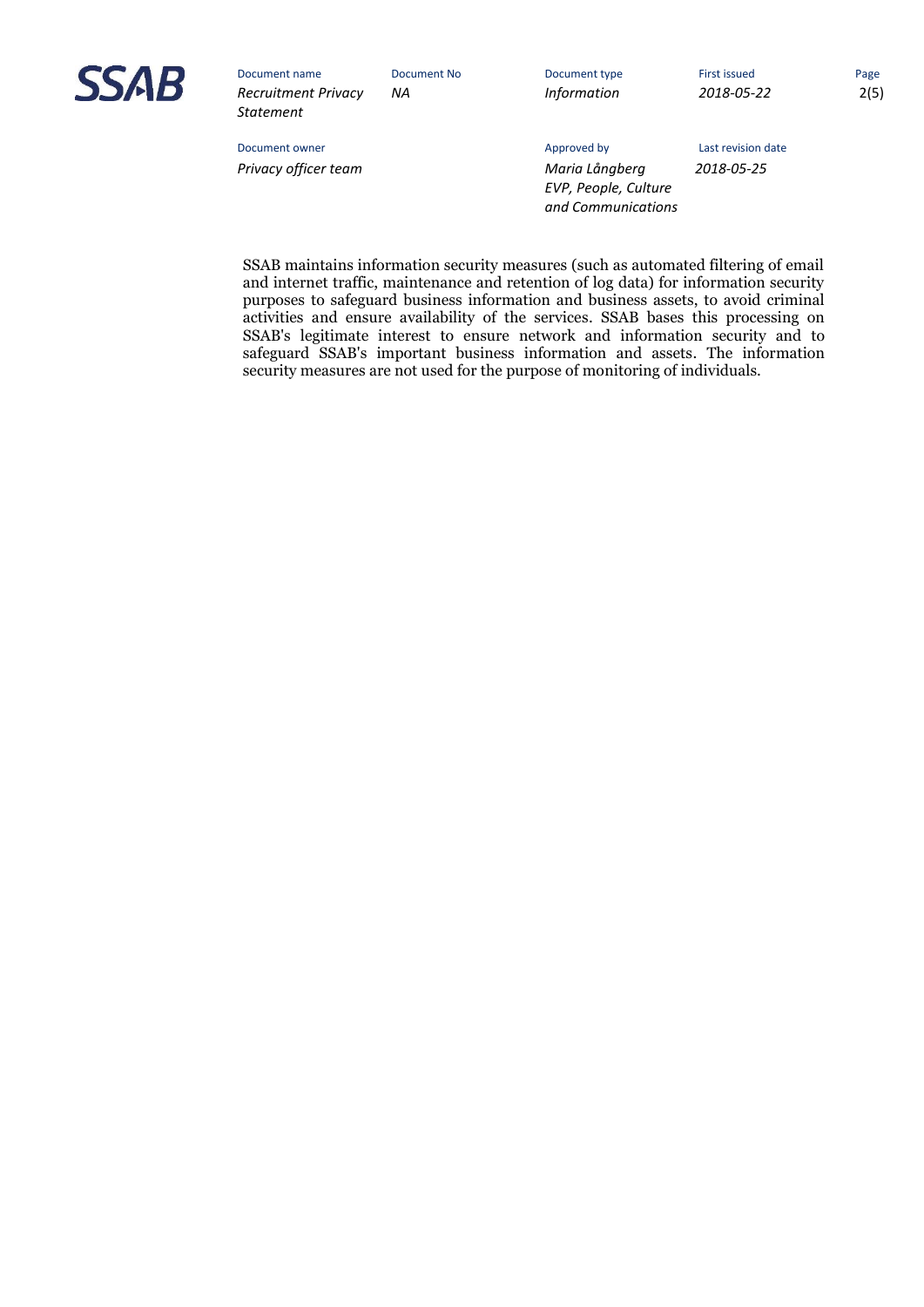SSAB maintains information security measures (such as automated filtering of email and internet traffic, maintenance and retention of log data) for information security purposes to safeguard business information and business assets, to avoid criminal activities and ensure availability of the services. SSAB bases this processing on SSAB's legitimate interest to ensure network and information security and to safeguard SSAB's important business information and assets. The information security measures are not used for the purpose of monitoring of individuals.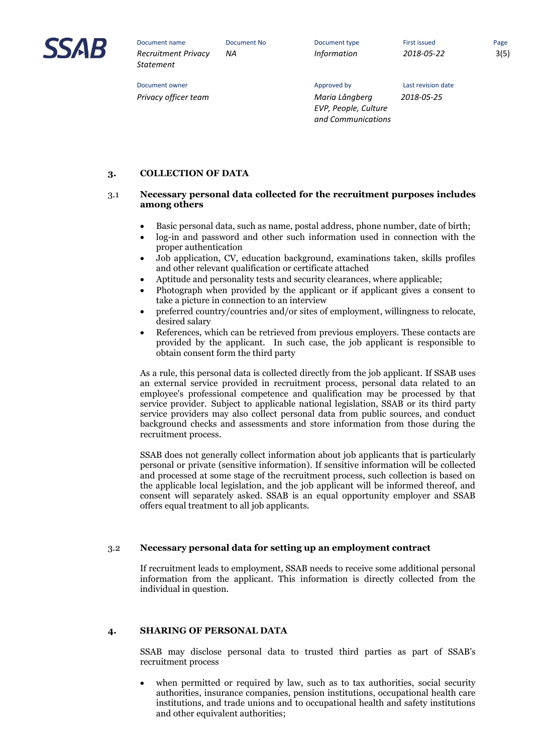## 3. COLLECTION OF DATA

### 3.1 Necessary personal data collected for the recruitment purposes includes among others

- Basic personal data, such as name, postal address, phone number, date of birth;
- log-in and password and other such information used in connection with the proper authentication
- Job application, CV, education background, examinations taken, skills profiles and other relevant qualification or certificate attached
- Aptitude and personality tests and security clearances, where applicable;
- Photograph when provided by the applicant or if applicant gives a consent to take a picture in connection to an interview
- preferred country/countries and/or sites of employment, willingness to relocate, desired salary
- References, which can be retrieved from previous employers. These contacts are provided by the applicant. In such case, the job applicant is responsible to obtain consent form the third party

As a rule, this personal data is collected directly from the job applicant. If SSAB uses an external service provided in recruitment process, personal data related to an employee's professional competence and qualification may be processed by that service provider. Subject to applicable national legislation, SSAB or its third party service providers may also collect personal data from public sources, and conduct background checks and assessments and store information from those during the recruitment process.

SSAB does not generally collect information about job applicants that is particularly personal or private (sensitive information). If sensitive information will be collected and processed at some stage of the recruitment process, such collection is based on the applicable local legislation, and the job applicant will be informed thereof, and consent will separately asked. SSAB is an equal opportunity employer and SSAB offers equal treatment to all job applicants.

### 3.2 Necessary personal data for setting up an employment contract

If recruitment leads to employment, SSAB needs to receive some additional personal information from the applicant. This information is directly collected from the individual in question.

## 4. SHARING OF PERSONAL DATA

SSAB may disclose personal data to trusted third parties as part of SSAB's recruitment process

- when permitted or required by law, such as to tax authorities, social security authorities, insurance companies, pension institutions, occupational health care institutions, and trade unions and to occupational health and safety institutions and other equivalent authorities;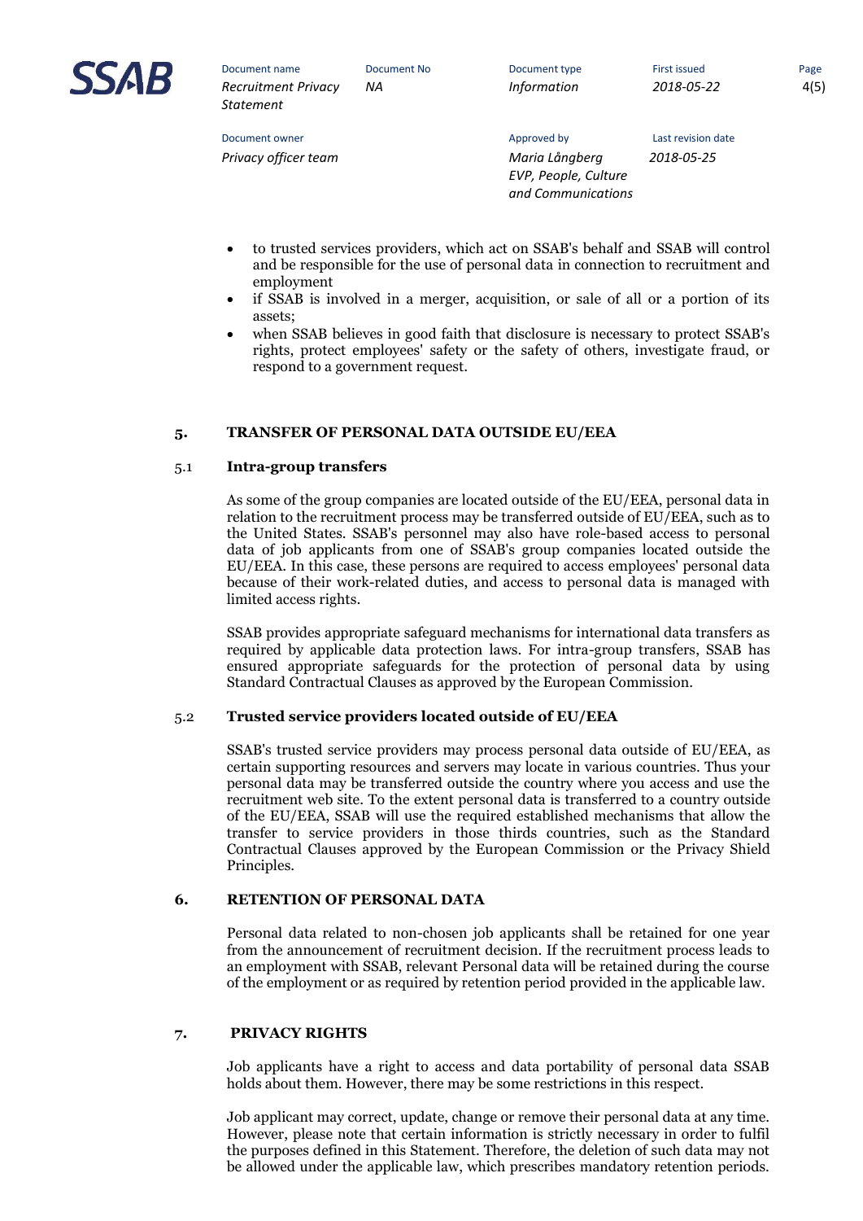- to trusted services providers, which act on SSAB's behalf and SSAB will control and be responsible for the use of personal data in connection to recruitment and employment
- if SSAB is involved in a merger, acquisition, or sale of all or a portion of its assets;
- when SSAB believes in good faith that disclosure is necessary to protect SSAB's rights, protect employees' safety or the safety of others, investigate fraud, or respond to a government request.

## 5. TRANSFER OF PERSONAL DATA OUTSIDE EU/EEA

### 5.1 Intra-group transfers

As some of the group companies are located outside of the EU/EEA, personal data in relation to the recruitment process may be transferred outside of EU/EEA, such as to the United States. SSAB's personnel may also have role-based access to personal data of job applicants from one of SSAB's group companies located outside the EU/EEA. In this case, these persons are required to access employees' personal data because of their work-related duties, and access to personal data is managed with limited access rights.

SSAB provides appropriate safeguard mechanisms for international data transfers as required by applicable data protection laws. For intra-group transfers, SSAB has ensured appropriate safeguards for the protection of personal data by using Standard Contractual Clauses as approved by the European Commission.

### 5.2 Trusted service providers located outside of EU/EEA

SSAB's trusted service providers may process personal data outside of EU/EEA, as certain supporting resources and servers may locate in various countries. Thus your personal data may be transferred outside the country where you access and use the recruitment web site. To the extent personal data is transferred to a country outside of the EU/EEA, SSAB will use the required established mechanisms that allow the transfer to service providers in those thirds countries, such as the Standard Contractual Clauses approved by the European Commission or the Privacy Shield Principles.

## 6. RETENTION OF PERSONAL DATA

Personal data related to non-chosen job applicants shall be retained for one year from the announcement of recruitment decision. If the recruitment process leads to an employment with SSAB, relevant Personal data will be retained during the course of the employment or as required by retention period provided in the applicable law.

## 7. PRIVACY RIGHTS

Job applicants have a right to access and data portability of personal data SSAB holds about them. However, there may be some restrictions in this respect.

Job applicant may correct, update, change or remove their personal data at any time. However, please note that certain information is strictly necessary in order to fulfil the purposes defined in this Statement. Therefore, the deletion of such data may not be allowed under the applicable law, which prescribes mandatory retention periods.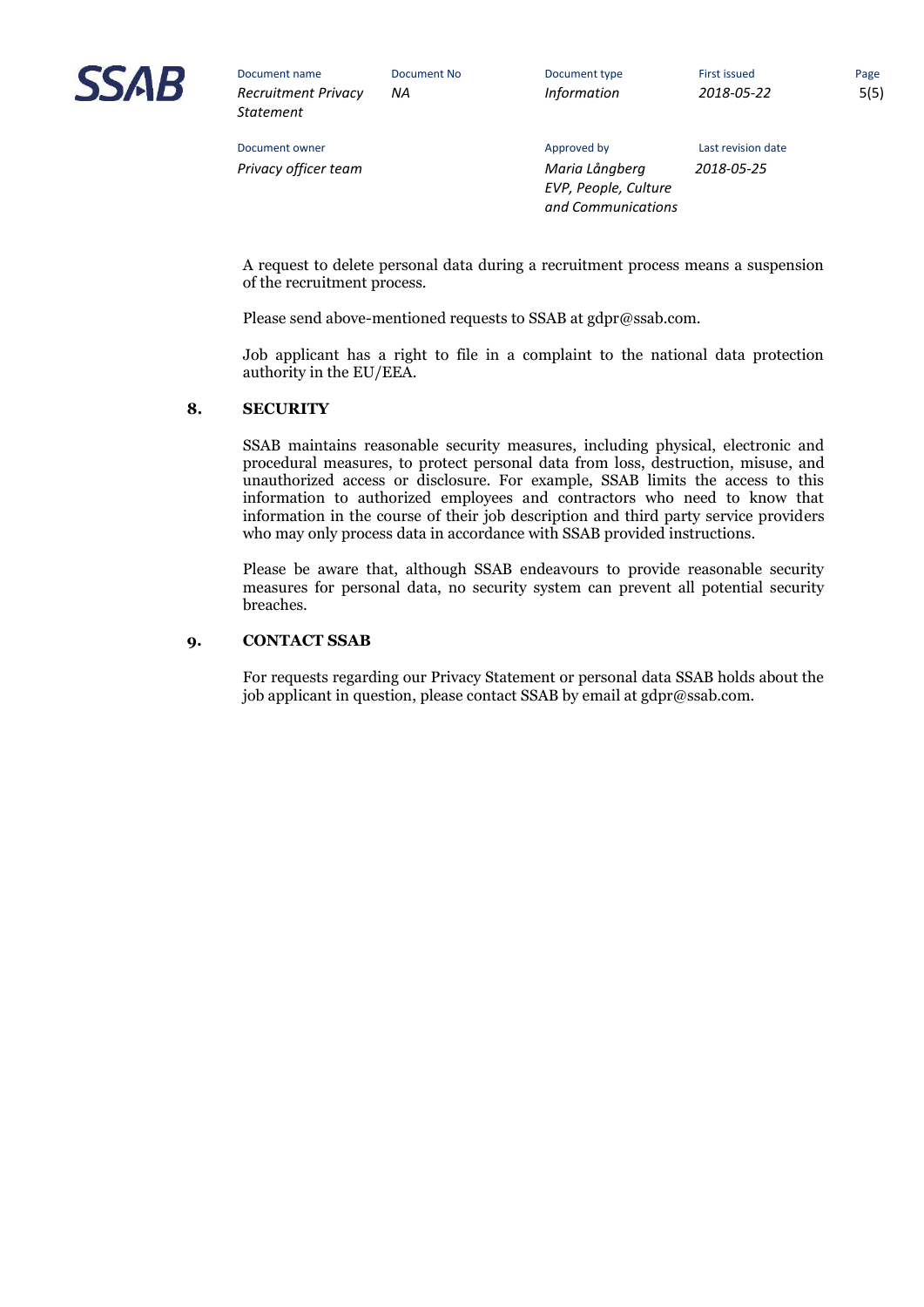A request to delete personal data during a recruitment process means a suspension of the recruitment process.

Please send above-mentioned requests to SSAB at gdpr@ssab.com.

Job applicant has a right to file in a complaint to the national data protection authority in the EU/EEA.

## 8. SECURITY

SSAB maintains reasonable security measures, including physical, electronic and procedural measures, to protect personal data from loss, destruction, misuse, and unauthorized access or disclosure. For example, SSAB limits the access to this information to authorized employees and contractors who need to know that information in the course of their job description and third party service providers who may only process data in accordance with SSAB provided instructions.

Please be aware that, although SSAB endeavours to provide reasonable security measures for personal data, no security system can prevent all potential security breaches.

## 9. CONTACT SSAB

For requests regarding our Privacy Statement or personal data SSAB holds about the job applicant in question, please contact SSAB by email at gdpr@ssab.com.